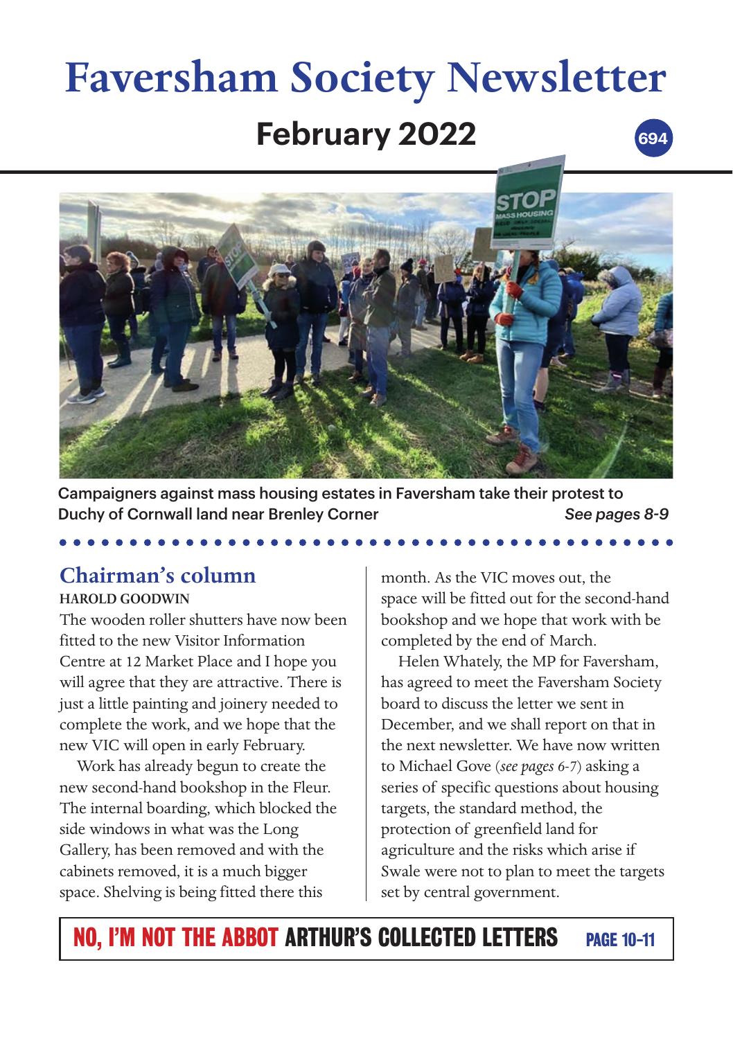# Faversham Society Newsletter

## February 2022

694

Campaigners against mass housing estates in Faversham take their protest to Duchy of Cornwall land near Brenley Corner *See pages 8-9*

## Chairman's column

**HAROLD GOODWIN**

The wooden roller shutters have now been fitted to the new Visitor Information Centre at 12 Market Place and I hope you will agree that they are attractive. There is just a little painting and joinery needed to complete the work, and we hope that the new VIC will open in early February.

Work has already begun to create the new second-hand bookshop in the Fleur. The internal boarding, which blocked the side windows in what was the Long Gallery, has been removed and with the cabinets removed, it is a much bigger space. Shelving is being fitted there this month. As the VIC moves out, the space will be fitted out for the second-hand bookshop and we hope that work with be completed by the end of March.

Helen Whately, the MP for Faversham, has agreed to meet the Faversham Society board to discuss the letter we sent in December, and we shall report on that in the next newsletter. We have now written to Michael Gove (*see pages 6-7*) asking a series of specific questions about housing targets, the standard method, the protection of greenfield land for agriculture and the risks which arise if Swale were not to plan to meet the targets set by central government.

**NO, I'M NOT THE ABBOT ARTHUR'S COLLECTED LETTERS** PAGE 10-11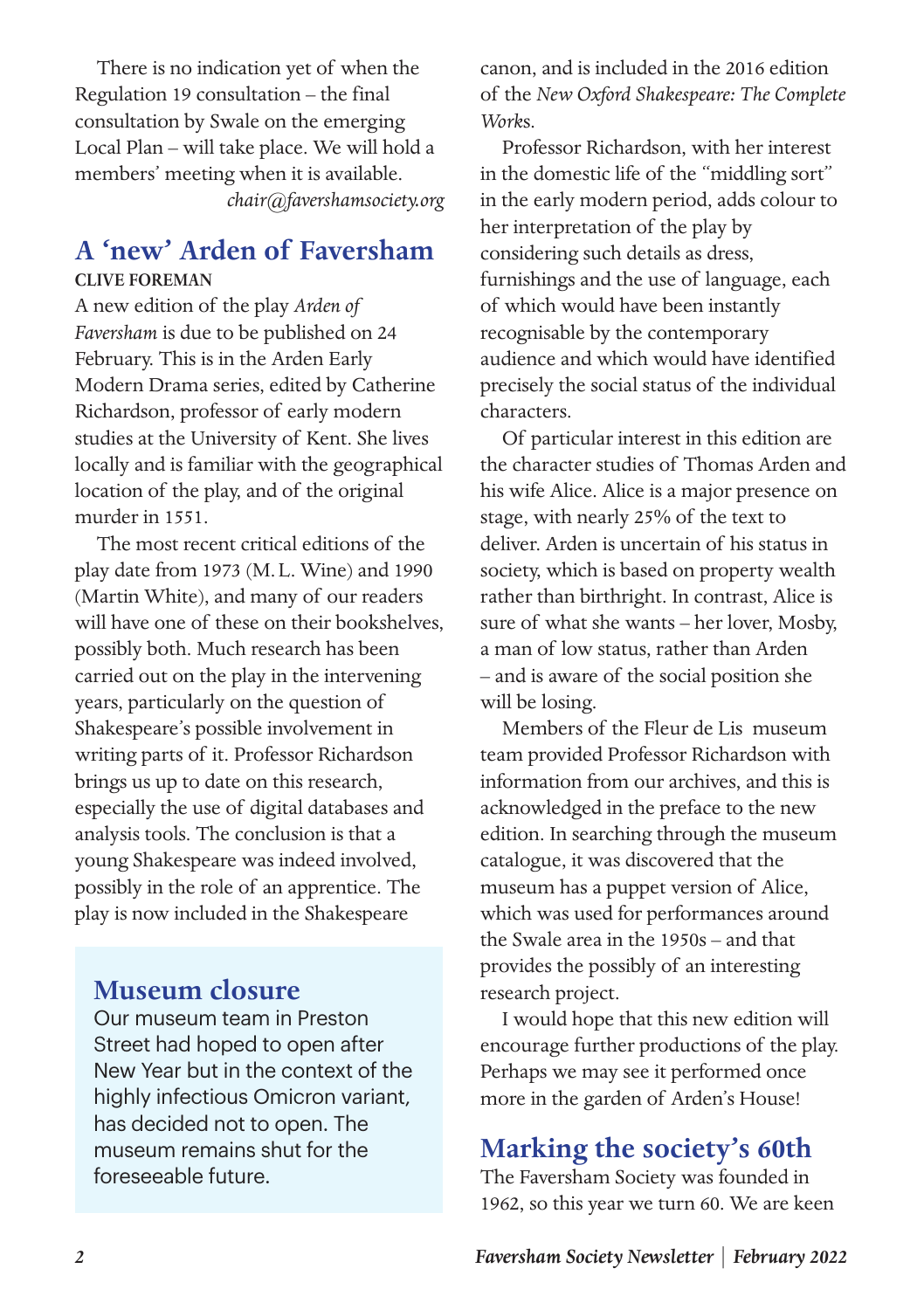There is no indication yet of when the Regulation 19 consultation – the final consultation by Swale on the emerging Local Plan – will take place. We will hold a members' meeting when it is available.

*chair@favershamsociety.org*

## A 'new' Arden of Faversham

**CLIVE FOREMAN**

A new edition of the play *Arden of Faversham* is due to be published on 24 February. This is in the Arden Early Modern Drama series, edited by Catherine Richardson, professor of early modern studies at the University of Kent. She lives locally and is familiar with the geographical location of the play, and of the original murder in 1551.

The most recent critical editions of the play date from 1973 (M. L. Wine) and 1990 (Martin White), and many of our readers will have one of these on their bookshelves, possibly both. Much research has been carried out on the play in the intervening years, particularly on the question of Shakespeare's possible involvement in writing parts of it. Professor Richardson brings us up to date on this research, especially the use of digital databases and analysis tools. The conclusion is that a young Shakespeare was indeed involved, possibly in the role of an apprentice. The play is now included in the Shakespeare canon, and is included in the 2016 edition of the *New Oxford Shakespeare: The Complete Works*.

Professor Richardson, with her interest in the domestic life of the "middling sort" in the early modern period, adds colour to her interpretation of the play by considering such details as dress, furnishings and the use of language, each of which would have been instantly recognisable by the contemporary audience and which would have identified precisely the social status of the individual characters.

Of particular interest in this edition are the character studies of Thomas Arden and his wife Alice. Alice is a major presence on stage, with nearly 25% of the text to deliver. Arden is uncertain of his status in society, which is based on property wealth rather than birthright. In contrast, Alice is sure of what she wants – her lover, Mosby, a man of low status, rather than Arden – and is aware of the social position she will be losing.

Members of the Fleur de Lis museum team provided Professor Richardson with information from our archives, and this is acknowledged in the preface to the new edition. In searching through the museum catalogue, it was discovered that the museum has a puppet version of Alice, which was used for performances around the Swale area in the 1950s – and that provides the possibly of an interesting research project.

I would hope that this new edition will encourage further productions of the play. Perhaps we may see it performed once more in the garden of Arden's House!

## Museum closure

Our museum team in Preston Street had hoped to open after New Year but in the context of the highly infectious Omicron variant, has decided not to open. The museum remains shut for the foreseeable future.

## Marking the society's 60th

The Faversham Society was founded in 1962, so this year we turn 60. We are keen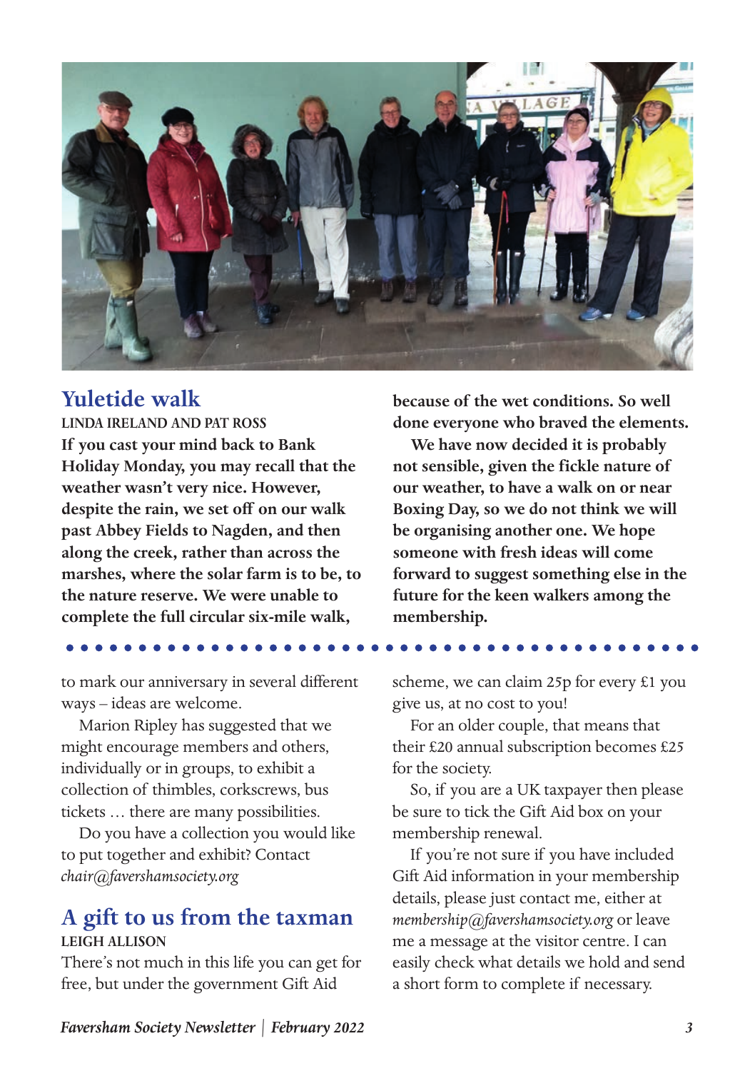## Yuletide walk

LINDA IRELAND AND PAT ROSS

**If you cast your mind back to Bank Holiday Monday, you may recall that the weather wasn't very nice. However, despite the rain, we set off on our walk past Abbey Fields to Nagden, and then along the creek, rather than across the marshes, where the solar farm is to be, to the nature reserve. We were unable to complete the full circular six-mile walk, because of the wet conditions. So well done everyone who braved the elements.**

**We have now decided it is probably not sensible, given the fickle nature of our weather, to have a walk on or near Boxing Day, so we do not think we will be organising another one. We hope someone with fresh ideas will come forward to suggest something else in the future for the keen walkers among the membership.**

to mark our anniversary in several different ways – ideas are welcome.

Marion Ripley has suggested that we might encourage members and others, individually or in groups, to exhibit a collection of thimbles, corkscrews, bus tickets … there are many possibilities.

Do you have a collection you would like to put together and exhibit? Contact *chair@favershamsociety.org*

## A gift to us from the taxman

LEIGH ALLISON

There's not much in this life you can get for free, but under the government Gift Aid scheme, we can claim 25p for every £1 you give us, at no cost to you!

For an older couple, that means that their £20 annual subscription becomes £25 for the society.

So, if you are a UK taxpayer then please be sure to tick the Gift Aid box on your membership renewal.

If you're not sure if you have included Gift Aid information in your membership details, please just contact me, either at *membership@favershamsociety.org* or leave me a message at the visitor centre. I can easily check what details we hold and send a short form to complete if necessary.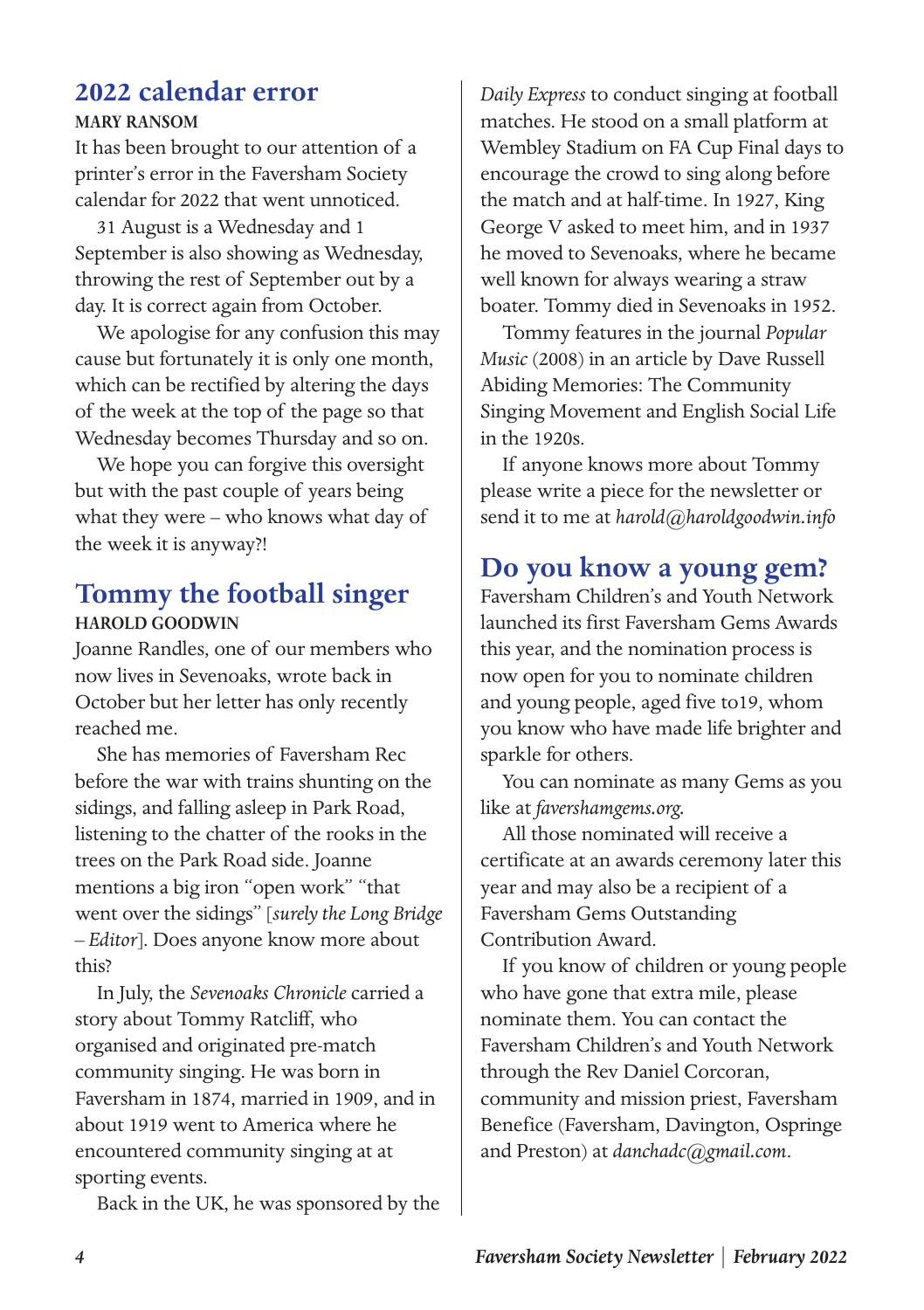## 2022 calendar error

**MARY RANSOM**

It has been brought to our attention of a printer's error in the Faversham Society calendar for 2022 that went unnoticed.

31 August is a Wednesday and 1 September is also showing as Wednesday, throwing the rest of September out by a day. It is correct again from October.

We apologise for any confusion this may cause but fortunately it is only one month, which can be rectified by altering the days of the week at the top of the page so that Wednesday becomes Thursday and so on.

We hope you can forgive this oversight but with the past couple of years being what they were – who knows what day of the week it is anyway?!

## Tommy the football singer

**HAROLD GOODWIN**

Joanne Randles, one of our members who now lives in Sevenoaks, wrote back in October but her letter has only recently reached me.

She has memories of Faversham Rec before the war with trains shunting on the sidings, and falling asleep in Park Road, listening to the chatter of the rooks in the trees on the Park Road side. Joanne mentions a big iron "open work" "that went over the sidings" [*surely the Long Bridge – Editor*]. Does anyone know more about this?

In July, the *Sevenoaks Chronicle* carried a story about Tommy Ratcliff, who organised and originated pre-match community singing. He was born in Faversham in 1874, married in 1909, and in about 1919 went to America where he encountered community singing at at sporting events.

Back in the UK, he was sponsored by the *Daily Express* to conduct singing at football matches. He stood on a small platform at Wembley Stadium on FA Cup Final days to encourage the crowd to sing along before the match and at half-time. In 1927, King George V asked to meet him, and in 1937 he moved to Sevenoaks, where he became well known for always wearing a straw boater. Tommy died in Sevenoaks in 1952.

Tommy features in the journal *Popular Music* (2008) in an article by Dave Russell Abiding Memories: The Community Singing Movement and English Social Life in the 1920s.

If anyone knows more about Tommy please write a piece for the newsletter or send it to me at *harold@haroldgoodwin.info*

## Do you know a young gem?

Faversham Children's and Youth Network launched its first Faversham Gems Awards this year, and the nomination process is now open for you to nominate children and young people, aged five to19, whom you know who have made life brighter and sparkle for others.

You can nominate as many Gems as you like at *favershamgems.org*.

All those nominated will receive a certificate at an awards ceremony later this year and may also be a recipient of a Faversham Gems Outstanding Contribution Award.

If you know of children or young people who have gone that extra mile, please nominate them. You can contact the Faversham Children's and Youth Network through the Rev Daniel Corcoran, community and mission priest, Faversham Benefice (Faversham, Davington, Ospringe and Preston) at *danchadc@gmail.com*.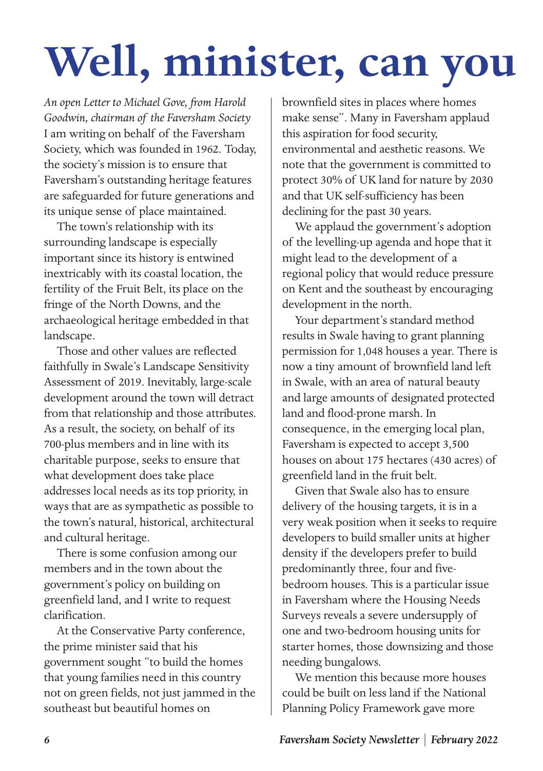# Well, minister, can you

*An open Letter to Michael Gove, from Harold Goodwin, chairman of the Faversham Society*

I am writing on behalf of the Faversham Society, which was founded in 1962. Today, the society's mission is to ensure that Faversham's outstanding heritage features are safeguarded for future generations and its unique sense of place maintained.

The town's relationship with its surrounding landscape is especially important since its history is entwined inextricably with its coastal location, the fertility of the Fruit Belt, its place on the fringe of the North Downs, and the archaeological heritage embedded in that landscape.

Those and other values are reflected faithfully in Swale's Landscape Sensitivity Assessment of 2019. Inevitably, large-scale development around the town will detract from that relationship and those attributes. As a result, the society, on behalf of its 700-plus members and in line with its charitable purpose, seeks to ensure that what development does take place addresses local needs as its top priority, in ways that are as sympathetic as possible to the town's natural, historical, architectural and cultural heritage.

There is some confusion among our members and in the town about the government's policy on building on greenfield land, and I write to request clarification.

At the Conservative Party conference, the prime minister said that his government sought "to build the homes that young families need in this country not on green fields, not just jammed in the southeast but beautiful homes on brownfield sites in places where homes make sense". Many in Faversham applaud this aspiration for food security, environmental and aesthetic reasons. We note that the government is committed to protect 30% of UK land for nature by 2030 and that UK self-sufficiency has been declining for the past 30 years.

We applaud the government's adoption of the levelling-up agenda and hope that it might lead to the development of a regional policy that would reduce pressure on Kent and the southeast by encouraging development in the north.

Your department's standard method results in Swale having to grant planning permission for 1,048 houses a year. There is now a tiny amount of brownfield land left in Swale, with an area of natural beauty and large amounts of designated protected land and flood-prone marsh. In consequence, in the emerging local plan, Faversham is expected to accept 3,500 houses on about 175 hectares (430 acres) of greenfield land in the fruit belt.

Given that Swale also has to ensure delivery of the housing targets, it is in a very weak position when it seeks to require developers to build smaller units at higher density if the developers prefer to build predominantly three, four and five-bedroom houses. This is a particular issue in Faversham where the Housing Needs Surveys reveals a severe undersupply of one and two-bedroom housing units for starter homes, those downsizing and those needing bungalows.

We mention this because more houses could be built on less land if the National Planning Policy Framework gave more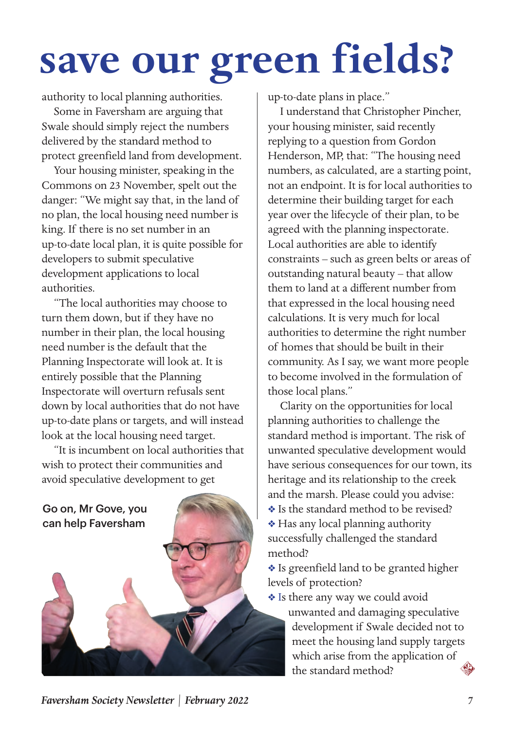# save our green fields?

authority to local planning authorities.

Some in Faversham are arguing that Swale should simply reject the numbers delivered by the standard method to protect greenfield land from development.

Your housing minister, speaking in the Commons on 23 November, spelt out the danger: "We might say that, in the land of no plan, the local housing need number is king. If there is no set number in an up-to-date local plan, it is quite possible for developers to submit speculative development applications to local authorities.

"The local authorities may choose to turn them down, but if they have no number in their plan, the local housing need number is the default that the Planning Inspectorate will look at. It is entirely possible that the Planning Inspectorate will overturn refusals sent down by local authorities that do not have up-to-date plans or targets, and will instead look at the local housing need target.

"It is incumbent on local authorities that wish to protect their communities and avoid speculative development to get up-to-date plans in place."

Go on, Mr Gove, you can help Faversham

I understand that Christopher Pincher, your housing minister, said recently replying to a question from Gordon Henderson, MP, that: "The housing need numbers, as calculated, are a starting point, not an endpoint. It is for local authorities to determine their building target for each year over the lifecycle of their plan, to be agreed with the planning inspectorate. Local authorities are able to identify constraints – such as green belts or areas of outstanding natural beauty – that allow them to land at a different number from that expressed in the local housing need calculations. It is very much for local authorities to determine the right number of homes that should be built in their community. As I say, we want more people to become involved in the formulation of those local plans."

Clarity on the opportunities for local planning authorities to challenge the standard method is important. The risk of unwanted speculative development would have serious consequences for our town, its heritage and its relationship to the creek and the marsh. Please could you advise:

- Is the standard method to be revised?
- Has any local planning authority successfully challenged the standard method?
- Is greenfield land to be granted higher levels of protection?
- Is there any way we could avoid unwanted and damaging speculative development if Swale decided not to meet the housing land supply targets which arise from the application of the standard method?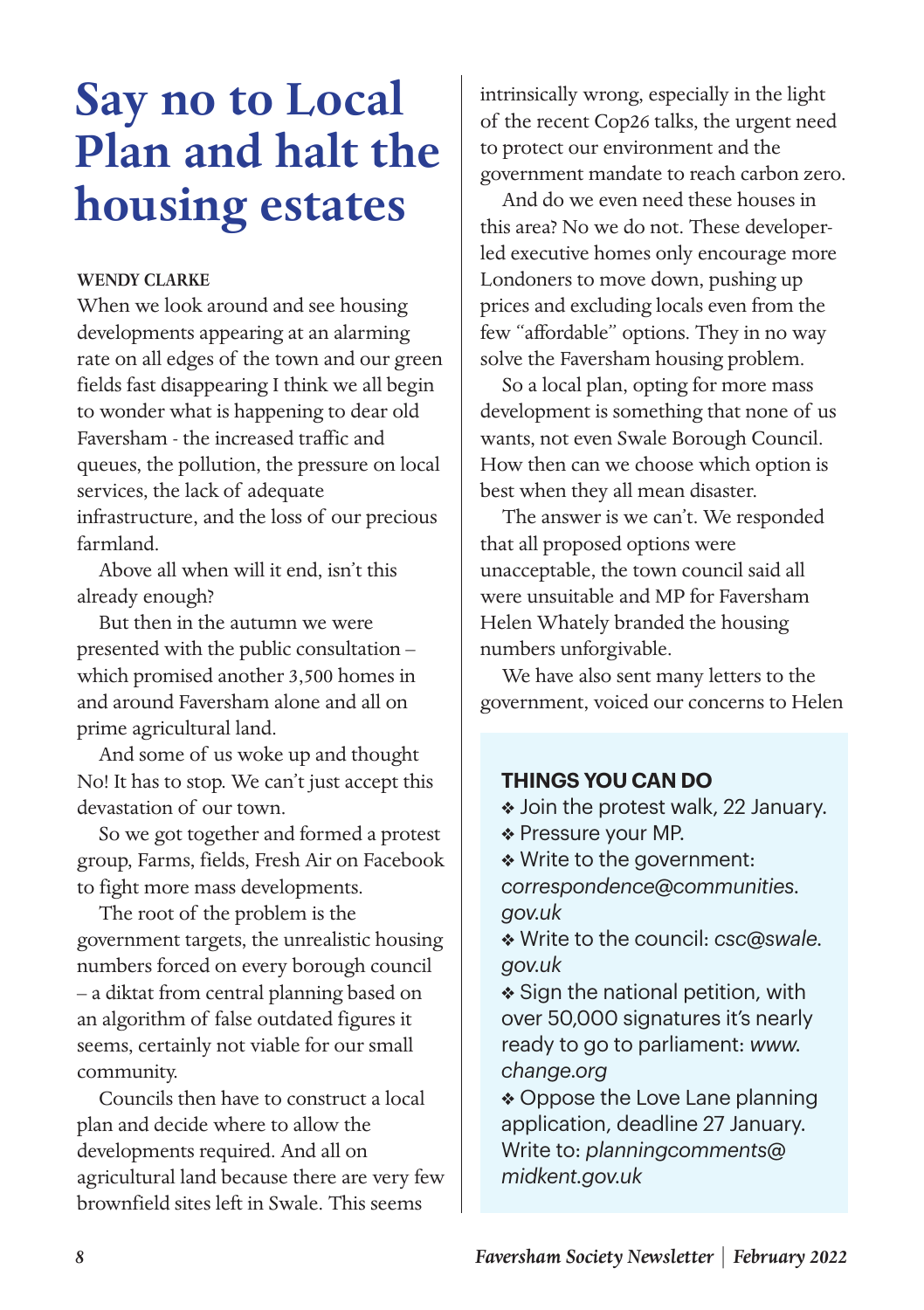# Say no to Local Plan and halt the housing estates

**WENDY CLARKE**

When we look around and see housing developments appearing at an alarming rate on all edges of the town and our green fields fast disappearing I think we all begin to wonder what is happening to dear old Faversham - the increased traffic and queues, the pollution, the pressure on local services, the lack of adequate infrastructure, and the loss of our precious farmland.

Above all when will it end, isn't this already enough?

But then in the autumn we were presented with the public consultation – which promised another 3,500 homes in and around Faversham alone and all on prime agricultural land.

And some of us woke up and thought No! It has to stop. We can't just accept this devastation of our town.

So we got together and formed a protest group, Farms, fields, Fresh Air on Facebook to fight more mass developments.

The root of the problem is the government targets, the unrealistic housing numbers forced on every borough council – a diktat from central planning based on an algorithm of false outdated figures it seems, certainly not viable for our small community.

Councils then have to construct a local plan and decide where to allow the developments required. And all on agricultural land because there are very few brownfield sites left in Swale. This seems intrinsically wrong, especially in the light of the recent Cop26 talks, the urgent need to protect our environment and the government mandate to reach carbon zero.

And do we even need these houses in this area? No we do not. These developer-led executive homes only encourage more Londoners to move down, pushing up prices and excluding locals even from the few "affordable" options. They in no way solve the Faversham housing problem.

So a local plan, opting for more mass development is something that none of us wants, not even Swale Borough Council. How then can we choose which option is best when they all mean disaster.

The answer is we can't. We responded that all proposed options were unacceptable, the town council said all were unsuitable and MP for Faversham Helen Whately branded the housing numbers unforgivable.

We have also sent many letters to the government, voiced our concerns to Helen

**THINGS YOU CAN DO**

- Join the protest walk, 22 January.
- Pressure your MP.
- Write to the government: *correspondence@communities.gov.uk*
- Write to the council: *csc@swale.gov.uk*
- Sign the national petition, with over 50,000 signatures it's nearly ready to go to parliament: *www.change.org*
- Oppose the Love Lane planning application, deadline 27 January. Write to: *planningcomments@midkent.gov.uk*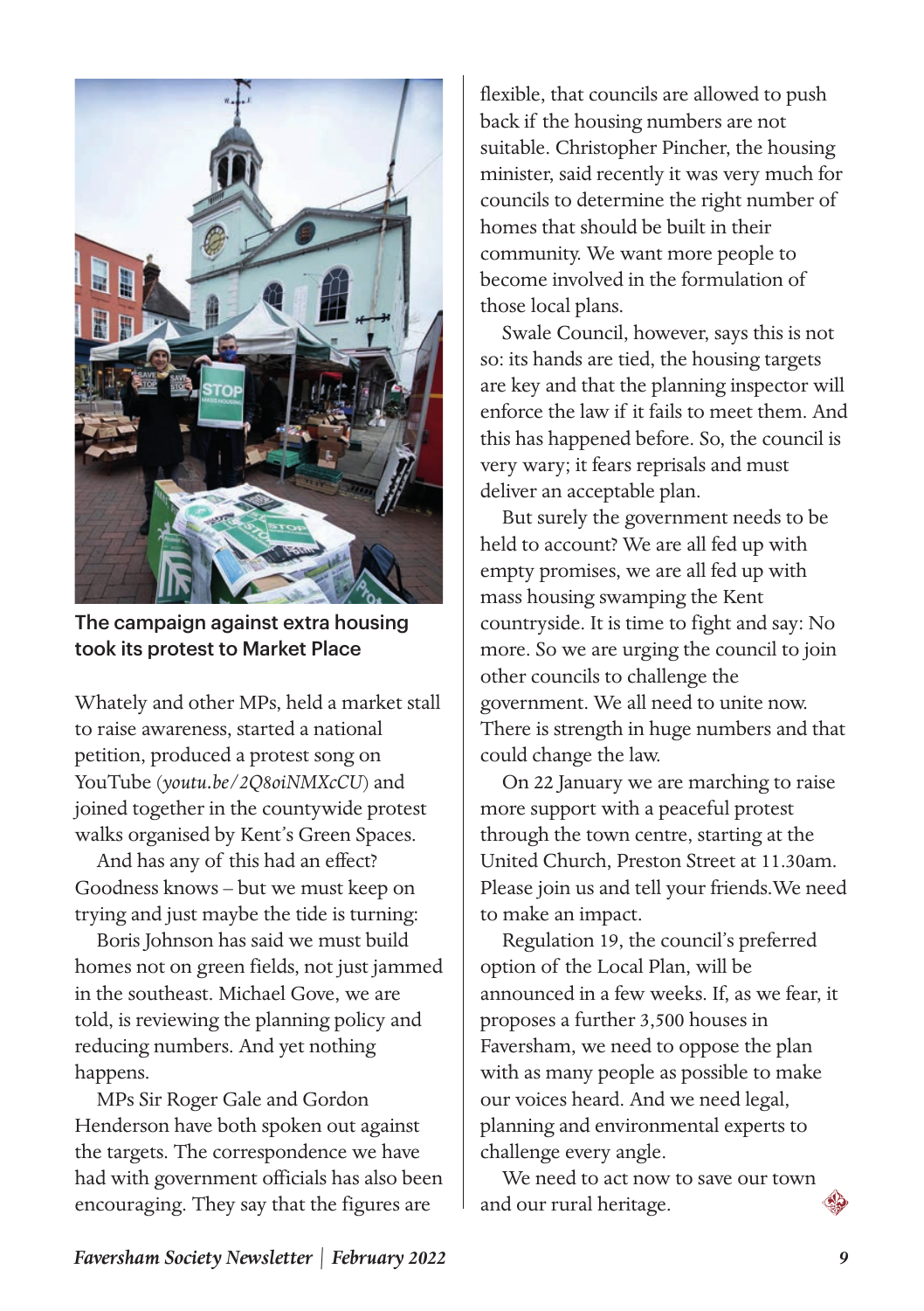The campaign against extra housing took its protest to Market Place

Whately and other MPs, held a market stall to raise awareness, started a national petition, produced a protest song on YouTube (*youtu.be/2Q8oiNMXcCU*) and joined together in the countywide protest walks organised by Kent's Green Spaces.

And has any of this had an effect? Goodness knows – but we must keep on trying and just maybe the tide is turning:

Boris Johnson has said we must build homes not on green fields, not just jammed in the southeast. Michael Gove, we are told, is reviewing the planning policy and reducing numbers. And yet nothing happens.

MPs Sir Roger Gale and Gordon Henderson have both spoken out against the targets. The correspondence we have had with government officials has also been encouraging. They say that the figures are flexible, that councils are allowed to push back if the housing numbers are not suitable. Christopher Pincher, the housing minister, said recently it was very much for councils to determine the right number of homes that should be built in their community. We want more people to become involved in the formulation of those local plans.

Swale Council, however, says this is not so: its hands are tied, the housing targets are key and that the planning inspector will enforce the law if it fails to meet them. And this has happened before. So, the council is very wary; it fears reprisals and must deliver an acceptable plan.

But surely the government needs to be held to account? We are all fed up with empty promises, we are all fed up with mass housing swamping the Kent countryside. It is time to fight and say: No more. So we are urging the council to join other councils to challenge the government. We all need to unite now. There is strength in huge numbers and that could change the law.

On 22 January we are marching to raise more support with a peaceful protest through the town centre, starting at the United Church, Preston Street at 11.30am. Please join us and tell your friends.We need to make an impact.

Regulation 19, the council's preferred option of the Local Plan, will be announced in a few weeks. If, as we fear, it proposes a further 3,500 houses in Faversham, we need to oppose the plan with as many people as possible to make our voices heard. And we need legal, planning and environmental experts to challenge every angle.

We need to act now to save our town and our rural heritage.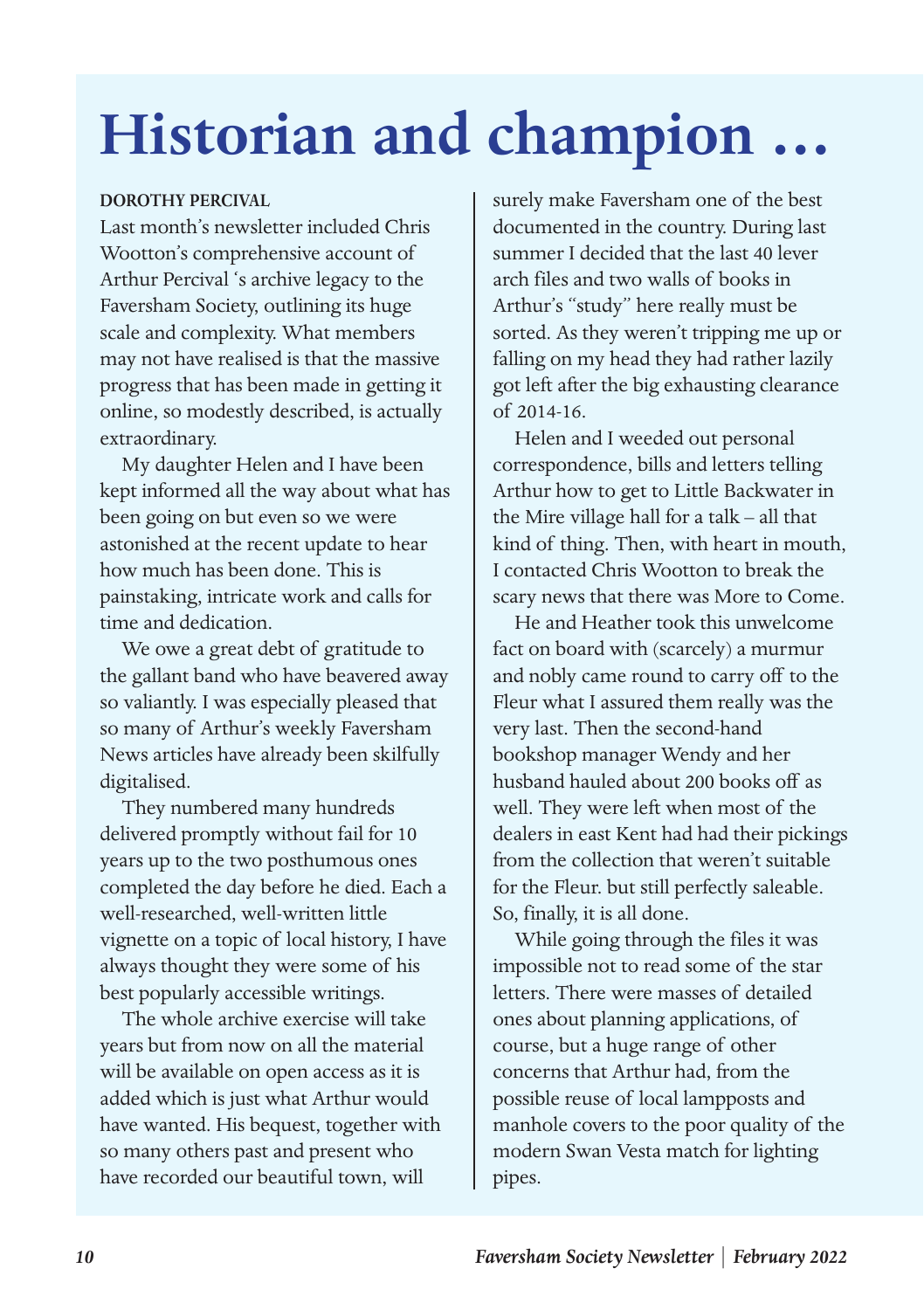# Historian and champion …

**DOROTHY PERCIVAL**

Last month's newsletter included Chris Wootton's comprehensive account of Arthur Percival 's archive legacy to the Faversham Society, outlining its huge scale and complexity. What members may not have realised is that the massive progress that has been made in getting it online, so modestly described, is actually extraordinary.

My daughter Helen and I have been kept informed all the way about what has been going on but even so we were astonished at the recent update to hear how much has been done. This is painstaking, intricate work and calls for time and dedication.

We owe a great debt of gratitude to the gallant band who have beavered away so valiantly. I was especially pleased that so many of Arthur's weekly Faversham News articles have already been skilfully digitalised.

They numbered many hundreds delivered promptly without fail for 10 years up to the two posthumous ones completed the day before he died. Each a well-researched, well-written little vignette on a topic of local history, I have always thought they were some of his best popularly accessible writings.

The whole archive exercise will take years but from now on all the material will be available on open access as it is added which is just what Arthur would have wanted. His bequest, together with so many others past and present who have recorded our beautiful town, will surely make Faversham one of the best documented in the country. During last summer I decided that the last 40 lever arch files and two walls of books in Arthur's "study" here really must be sorted. As they weren't tripping me up or falling on my head they had rather lazily got left after the big exhausting clearance of 2014-16.

Helen and I weeded out personal correspondence, bills and letters telling Arthur how to get to Little Backwater in the Mire village hall for a talk – all that kind of thing. Then, with heart in mouth, I contacted Chris Wootton to break the scary news that there was More to Come.

He and Heather took this unwelcome fact on board with (scarcely) a murmur and nobly came round to carry off to the Fleur what I assured them really was the very last. Then the second-hand bookshop manager Wendy and her husband hauled about 200 books off as well. They were left when most of the dealers in east Kent had had their pickings from the collection that weren't suitable for the Fleur. but still perfectly saleable. So, finally, it is all done.

While going through the files it was impossible not to read some of the star letters. There were masses of detailed ones about planning applications, of course, but a huge range of other concerns that Arthur had, from the possible reuse of local lampposts and manhole covers to the poor quality of the modern Swan Vesta match for lighting pipes.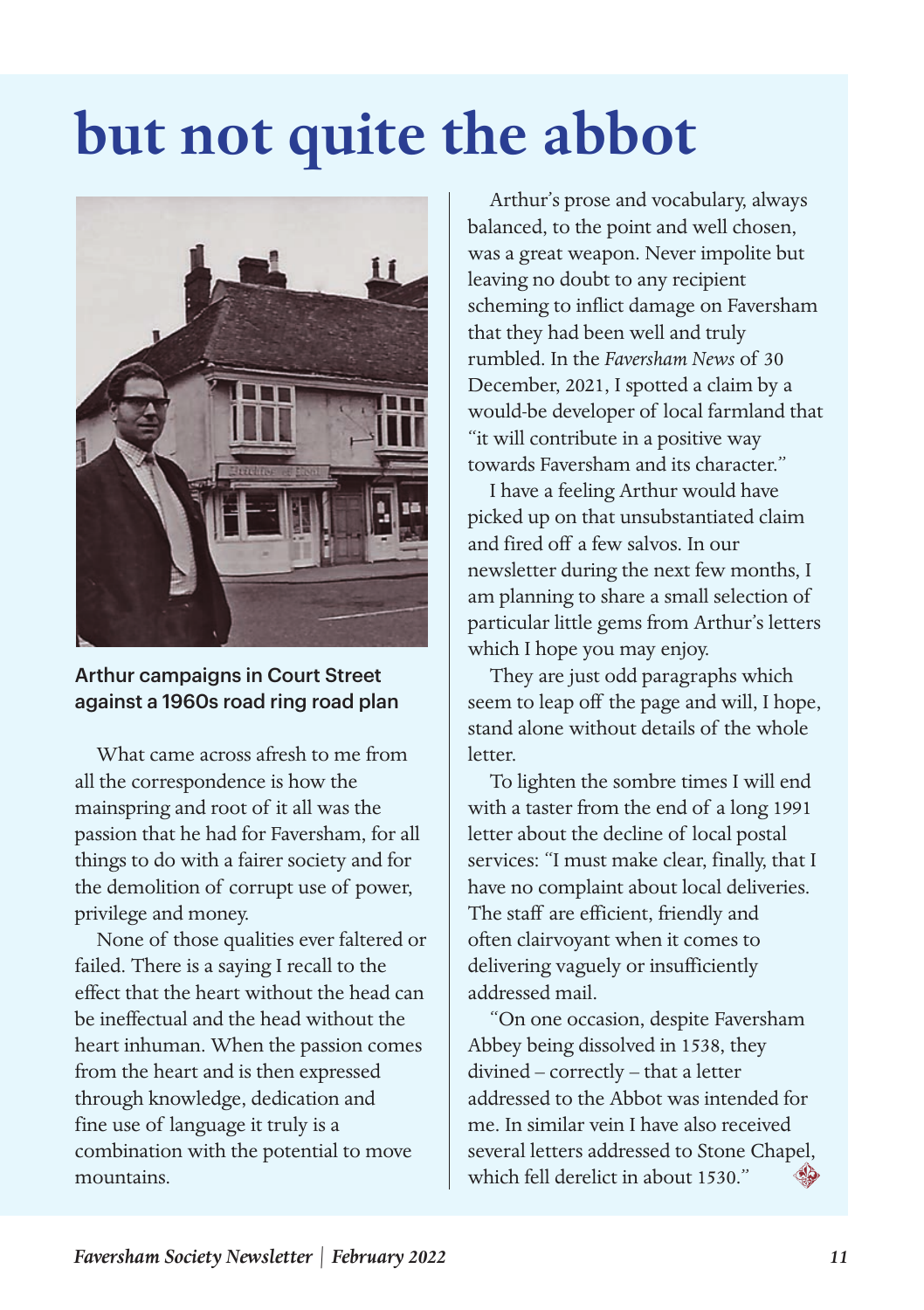# but not quite the abbot

Arthur campaigns in Court Street against a 1960s road ring road plan

What came across afresh to me from all the correspondence is how the mainspring and root of it all was the passion that he had for Faversham, for all things to do with a fairer society and for the demolition of corrupt use of power, privilege and money.

None of those qualities ever faltered or failed. There is a saying I recall to the effect that the heart without the head can be ineffectual and the head without the heart inhuman. When the passion comes from the heart and is then expressed through knowledge, dedication and fine use of language it truly is a combination with the potential to move mountains.

Arthur's prose and vocabulary, always balanced, to the point and well chosen, was a great weapon. Never impolite but leaving no doubt to any recipient scheming to inflict damage on Faversham that they had been well and truly rumbled. In the *Faversham News* of 30 December, 2021, I spotted a claim by a would-be developer of local farmland that "it will contribute in a positive way towards Faversham and its character."

I have a feeling Arthur would have picked up on that unsubstantiated claim and fired off a few salvos. In our newsletter during the next few months, I am planning to share a small selection of particular little gems from Arthur's letters which I hope you may enjoy.

They are just odd paragraphs which seem to leap off the page and will, I hope, stand alone without details of the whole letter.

To lighten the sombre times I will end with a taster from the end of a long 1991 letter about the decline of local postal services: "I must make clear, finally, that I have no complaint about local deliveries. The staff are efficient, friendly and often clairvoyant when it comes to delivering vaguely or insufficiently addressed mail.

"On one occasion, despite Faversham Abbey being dissolved in 1538, they divined – correctly – that a letter addressed to the Abbot was intended for me. In similar vein I have also received several letters addressed to Stone Chapel, which fell derelict in about 1530."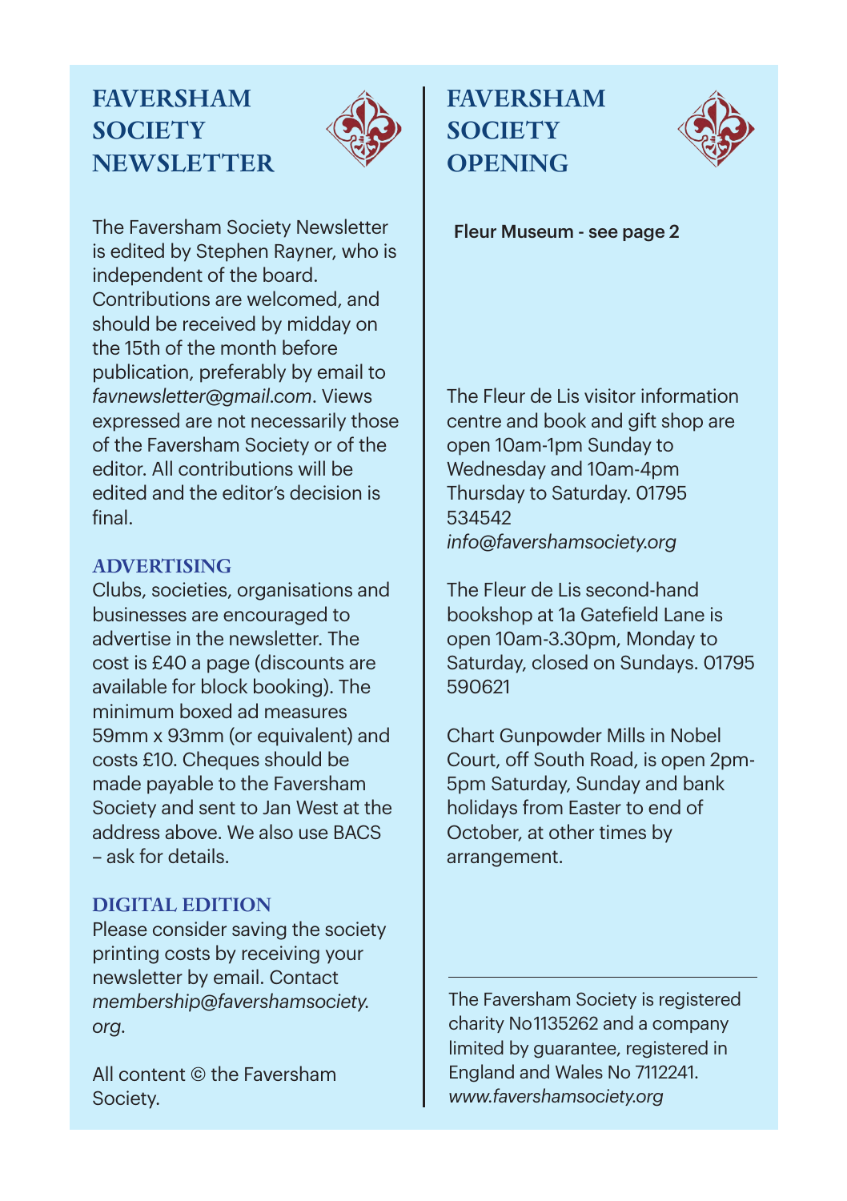## FAVERSHAM SOCIETY NEWSLETTER

The Faversham Society Newsletter is edited by Stephen Rayner, who is independent of the board. Contributions are welcomed, and should be received by midday on the 15th of the month before publication, preferably by email to *favnewsletter@gmail.com*. Views expressed are not necessarily those of the Faversham Society or of the editor. All contributions will be edited and the editor's decision is final.

### ADVERTISING

Clubs, societies, organisations and businesses are encouraged to advertise in the newsletter. The cost is £40 a page (discounts are available for block booking). The minimum boxed ad measures 59mm x 93mm (or equivalent) and costs £10. Cheques should be made payable to the Faversham Society and sent to Jan West at the address above. We also use BACS – ask for details.

### DIGITAL EDITION

Please consider saving the society printing costs by receiving your newsletter by email. Contact *membership@favershamsociety.org*.

All content © the Faversham Society.

## FAVERSHAM SOCIETY OPENING

**Fleur Museum - see page 2**

The Fleur de Lis visitor information centre and book and gift shop are open 10am-1pm Sunday to Wednesday and 10am-4pm Thursday to Saturday. 01795 534542 *info@favershamsociety.org*

The Fleur de Lis second-hand bookshop at 1a Gatefield Lane is open 10am-3.30pm, Monday to Saturday, closed on Sundays. 01795 590621

Chart Gunpowder Mills in Nobel Court, off South Road, is open 2pm-5pm Saturday, Sunday and bank holidays from Easter to end of October, at other times by arrangement.

---

The Faversham Society is registered charity No1135262 and a company limited by guarantee, registered in England and Wales No 7112241. *www.favershamsociety.org*